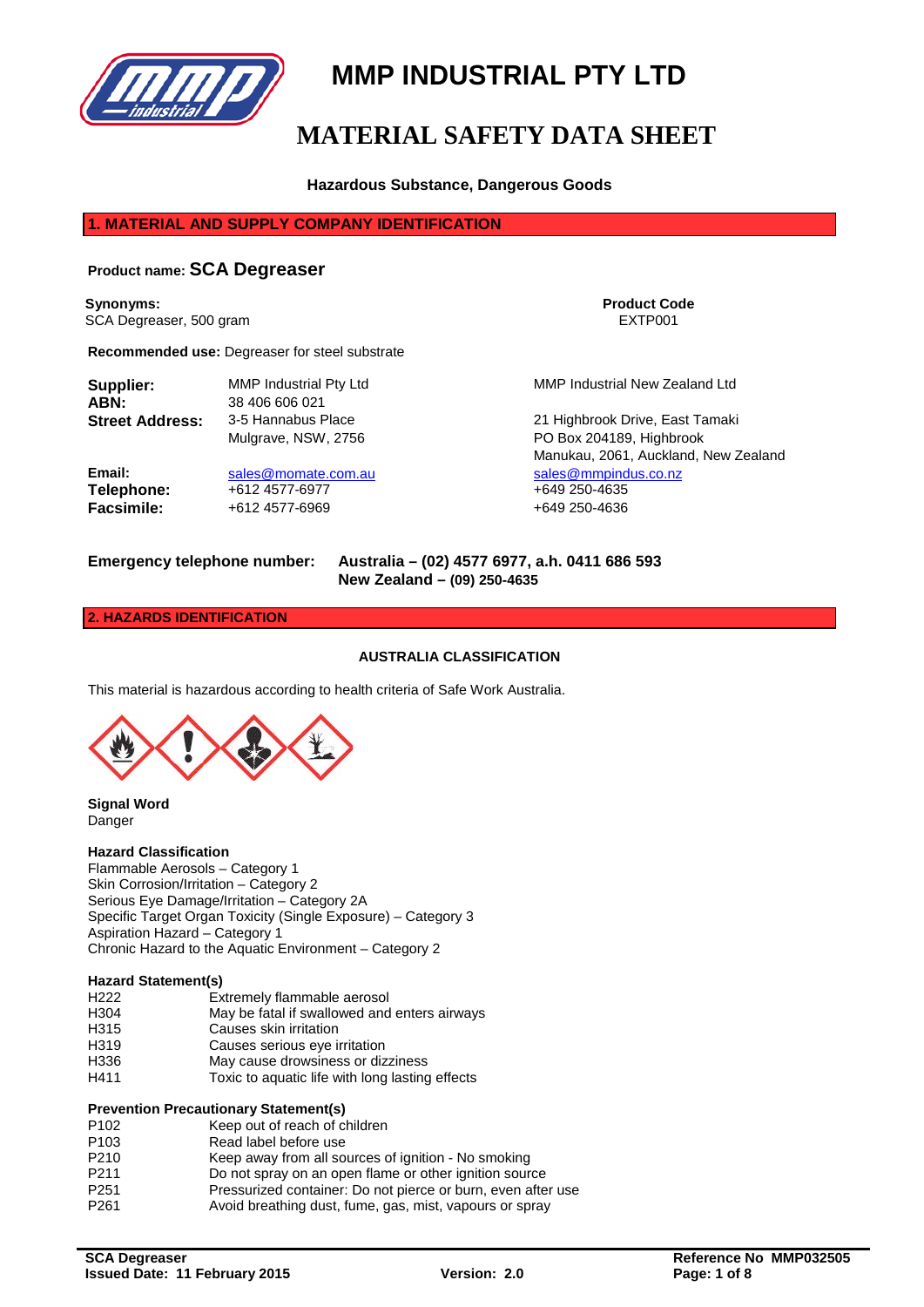# MMP INDUSTRIAL PTY LTD

# MATERIAL SAFETY DATA SHEET

**Hazardous Substance, Dangerous Goods**

## 1. MATERIAL AND SUPPLY COMPANY IDENTIFICATION

**Product name: SCA Degreaser**

**Synonyms:**
SCA Degreaser, 500 gram

**Product Code**
EXTP001

**Recommended use:** Degreaser for steel substrate

| | MMP Industrial Pty Ltd | MMP Industrial New Zealand Ltd |
|---|---|---|
| **Supplier:** | MMP Industrial Pty Ltd | MMP Industrial New Zealand Ltd |
| **ABN:** | 38 406 606 021 | |
| **Street Address:** | 3-5 Hannabus Place<br>Mulgrave, NSW, 2756 | 21 Highbrook Drive, East Tamaki<br>PO Box 204189, Highbrook<br>Manukau, 2061, Auckland, New Zealand |
| **Email:** | sales@momate.com.au | sales@mmpindus.co.nz |
| **Telephone:** | +612 4577-6977 | +649 250-4635 |
| **Facsimile:** | +612 4577-6969 | +649 250-4636 |

**Emergency telephone number:** **Australia – (02) 4577 6977, a.h. 0411 686 593**
**New Zealand – (09) 250-4635**

## 2. HAZARDS IDENTIFICATION

**AUSTRALIA CLASSIFICATION**

This material is hazardous according to health criteria of Safe Work Australia.

**Signal Word**
Danger

**Hazard Classification**
Flammable Aerosols – Category 1
Skin Corrosion/Irritation – Category 2
Serious Eye Damage/Irritation – Category 2A
Specific Target Organ Toxicity (Single Exposure) – Category 3
Aspiration Hazard – Category 1
Chronic Hazard to the Aquatic Environment – Category 2

**Hazard Statement(s)**

| | |
|---|---|
| H222 | Extremely flammable aerosol |
| H304 | May be fatal if swallowed and enters airways |
| H315 | Causes skin irritation |
| H319 | Causes serious eye irritation |
| H336 | May cause drowsiness or dizziness |
| H411 | Toxic to aquatic life with long lasting effects |

**Prevention Precautionary Statement(s)**

| | |
|---|---|
| P102 | Keep out of reach of children |
| P103 | Read label before use |
| P210 | Keep away from all sources of ignition - No smoking |
| P211 | Do not spray on an open flame or other ignition source |
| P251 | Pressurized container: Do not pierce or burn, even after use |
| P261 | Avoid breathing dust, fume, gas, mist, vapours or spray |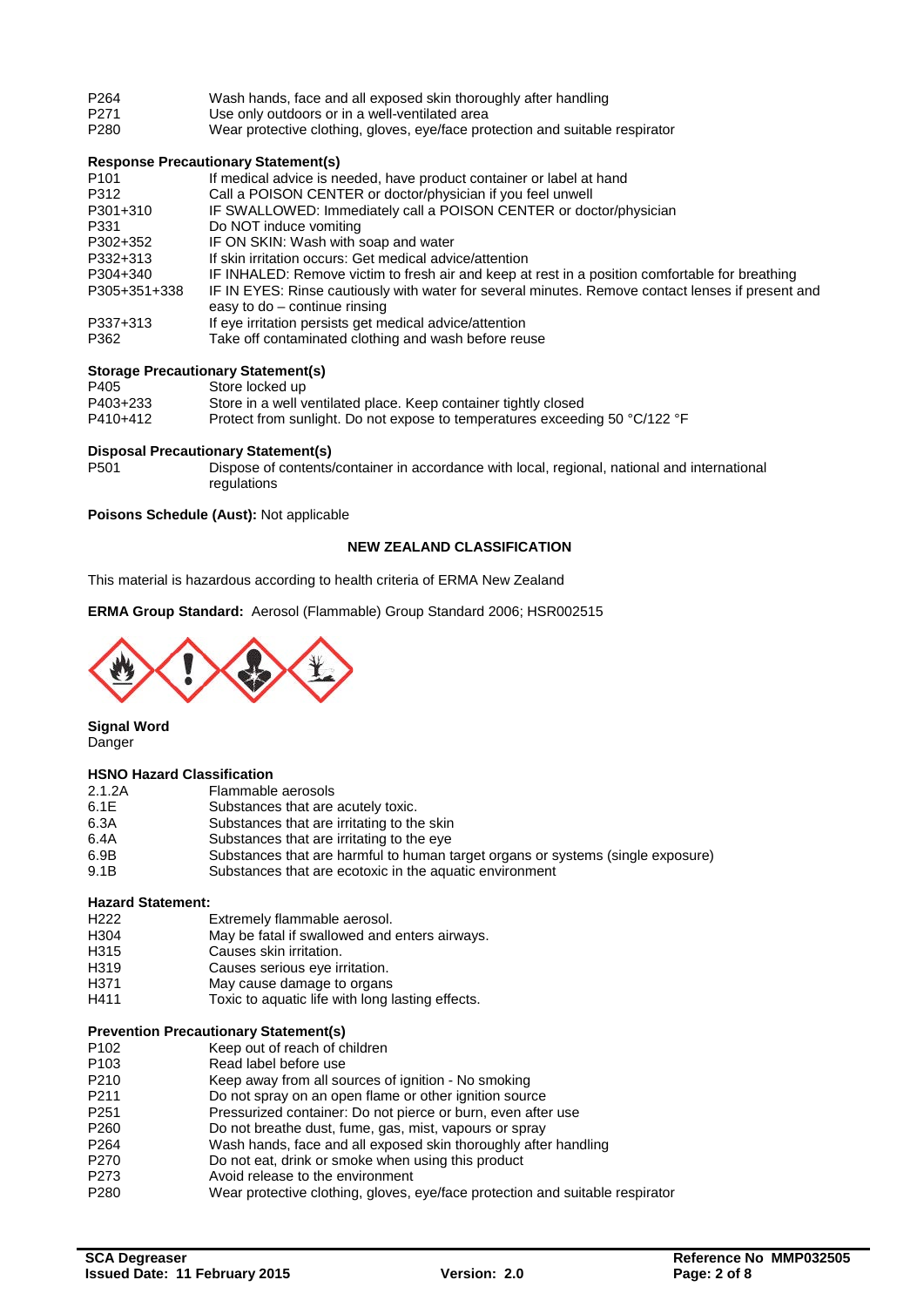| | |
|---|---|
| P264 | Wash hands, face and all exposed skin thoroughly after handling |
| P271 | Use only outdoors or in a well-ventilated area |
| P280 | Wear protective clothing, gloves, eye/face protection and suitable respirator |

**Response Precautionary Statement(s)**

| | |
|---|---|
| P101 | If medical advice is needed, have product container or label at hand |
| P312 | Call a POISON CENTER or doctor/physician if you feel unwell |
| P301+310 | IF SWALLOWED: Immediately call a POISON CENTER or doctor/physician |
| P331 | Do NOT induce vomiting |
| P302+352 | IF ON SKIN: Wash with soap and water |
| P332+313 | If skin irritation occurs: Get medical advice/attention |
| P304+340 | IF INHALED: Remove victim to fresh air and keep at rest in a position comfortable for breathing |
| P305+351+338 | IF IN EYES: Rinse cautiously with water for several minutes. Remove contact lenses if present and easy to do – continue rinsing |
| P337+313 | If eye irritation persists get medical advice/attention |
| P362 | Take off contaminated clothing and wash before reuse |

**Storage Precautionary Statement(s)**

| | |
|---|---|
| P405 | Store locked up |
| P403+233 | Store in a well ventilated place. Keep container tightly closed |
| P410+412 | Protect from sunlight. Do not expose to temperatures exceeding 50 °C/122 °F |

**Disposal Precautionary Statement(s)**

| | |
|---|---|
| P501 | Dispose of contents/container in accordance with local, regional, national and international regulations |

**Poisons Schedule (Aust):** Not applicable

## NEW ZEALAND CLASSIFICATION

This material is hazardous according to health criteria of ERMA New Zealand

**ERMA Group Standard:** Aerosol (Flammable) Group Standard 2006; HSR002515

**Signal Word**
Danger

**HSNO Hazard Classification**

| | |
|---|---|
| 2.1.2A | Flammable aerosols |
| 6.1E | Substances that are acutely toxic. |
| 6.3A | Substances that are irritating to the skin |
| 6.4A | Substances that are irritating to the eye |
| 6.9B | Substances that are harmful to human target organs or systems (single exposure) |
| 9.1B | Substances that are ecotoxic in the aquatic environment |

**Hazard Statement:**

| | |
|---|---|
| H222 | Extremely flammable aerosol. |
| H304 | May be fatal if swallowed and enters airways. |
| H315 | Causes skin irritation. |
| H319 | Causes serious eye irritation. |
| H371 | May cause damage to organs |
| H411 | Toxic to aquatic life with long lasting effects. |

**Prevention Precautionary Statement(s)**

| | |
|---|---|
| P102 | Keep out of reach of children |
| P103 | Read label before use |
| P210 | Keep away from all sources of ignition - No smoking |
| P211 | Do not spray on an open flame or other ignition source |
| P251 | Pressurized container: Do not pierce or burn, even after use |
| P260 | Do not breathe dust, fume, gas, mist, vapours or spray |
| P264 | Wash hands, face and all exposed skin thoroughly after handling |
| P270 | Do not eat, drink or smoke when using this product |
| P273 | Avoid release to the environment |
| P280 | Wear protective clothing, gloves, eye/face protection and suitable respirator |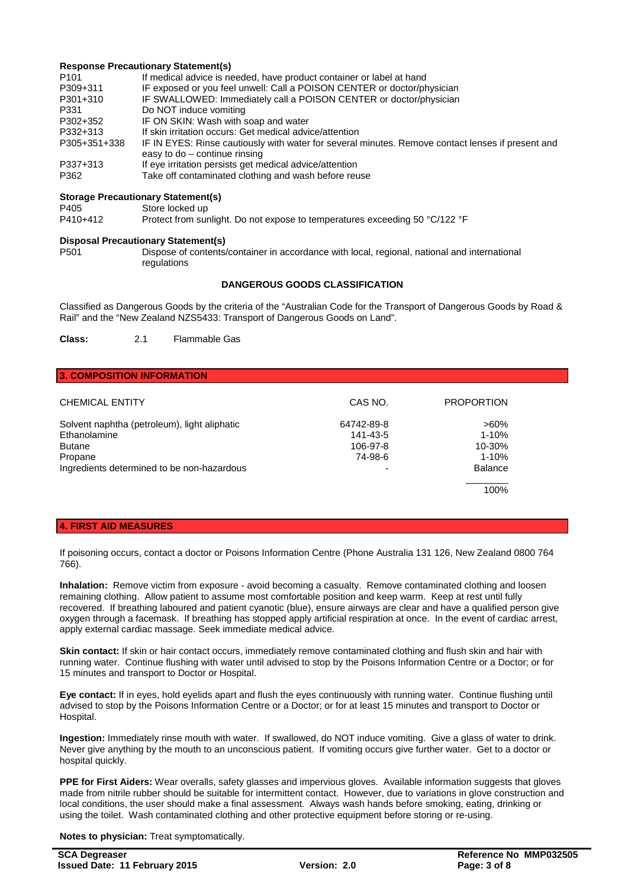**Response Precautionary Statement(s)**

| | |
|---|---|
| P101 | If medical advice is needed, have product container or label at hand |
| P309+311 | IF exposed or you feel unwell: Call a POISON CENTER or doctor/physician |
| P301+310 | IF SWALLOWED: Immediately call a POISON CENTER or doctor/physician |
| P331 | Do NOT induce vomiting |
| P302+352 | IF ON SKIN: Wash with soap and water |
| P332+313 | If skin irritation occurs: Get medical advice/attention |
| P305+351+338 | IF IN EYES: Rinse cautiously with water for several minutes. Remove contact lenses if present and easy to do – continue rinsing |
| P337+313 | If eye irritation persists get medical advice/attention |
| P362 | Take off contaminated clothing and wash before reuse |

**Storage Precautionary Statement(s)**

| | |
|---|---|
| P405 | Store locked up |
| P410+412 | Protect from sunlight. Do not expose to temperatures exceeding 50 °C/122 °F |

**Disposal Precautionary Statement(s)**

| | |
|---|---|
| P501 | Dispose of contents/container in accordance with local, regional, national and international regulations |

**DANGEROUS GOODS CLASSIFICATION**

Classified as Dangerous Goods by the criteria of the "Australian Code for the Transport of Dangerous Goods by Road & Rail" and the "New Zealand NZS5433: Transport of Dangerous Goods on Land".

**Class:** 2.1 Flammable Gas

## 3. COMPOSITION INFORMATION

| CHEMICAL ENTITY | CAS NO. | PROPORTION |
|---|---|---|
| Solvent naphtha (petroleum), light aliphatic | 64742-89-8 | >60% |
| Ethanolamine | 141-43-5 | 1-10% |
| Butane | 106-97-8 | 10-30% |
| Propane | 74-98-6 | 1-10% |
| Ingredients determined to be non-hazardous | - | Balance |
| | | 100% |

## 4. FIRST AID MEASURES

If poisoning occurs, contact a doctor or Poisons Information Centre (Phone Australia 131 126, New Zealand 0800 764 766).

**Inhalation:** Remove victim from exposure - avoid becoming a casualty. Remove contaminated clothing and loosen remaining clothing. Allow patient to assume most comfortable position and keep warm. Keep at rest until fully recovered. If breathing laboured and patient cyanotic (blue), ensure airways are clear and have a qualified person give oxygen through a facemask. If breathing has stopped apply artificial respiration at once. In the event of cardiac arrest, apply external cardiac massage. Seek immediate medical advice.

**Skin contact:** If skin or hair contact occurs, immediately remove contaminated clothing and flush skin and hair with running water. Continue flushing with water until advised to stop by the Poisons Information Centre or a Doctor; or for 15 minutes and transport to Doctor or Hospital.

**Eye contact:** If in eyes, hold eyelids apart and flush the eyes continuously with running water. Continue flushing until advised to stop by the Poisons Information Centre or a Doctor; or for at least 15 minutes and transport to Doctor or Hospital.

**Ingestion:** Immediately rinse mouth with water. If swallowed, do NOT induce vomiting. Give a glass of water to drink. Never give anything by the mouth to an unconscious patient. If vomiting occurs give further water. Get to a doctor or hospital quickly.

**PPE for First Aiders:** Wear overalls, safety glasses and impervious gloves. Available information suggests that gloves made from nitrile rubber should be suitable for intermittent contact. However, due to variations in glove construction and local conditions, the user should make a final assessment. Always wash hands before smoking, eating, drinking or using the toilet. Wash contaminated clothing and other protective equipment before storing or re-using.

**Notes to physician:** Treat symptomatically.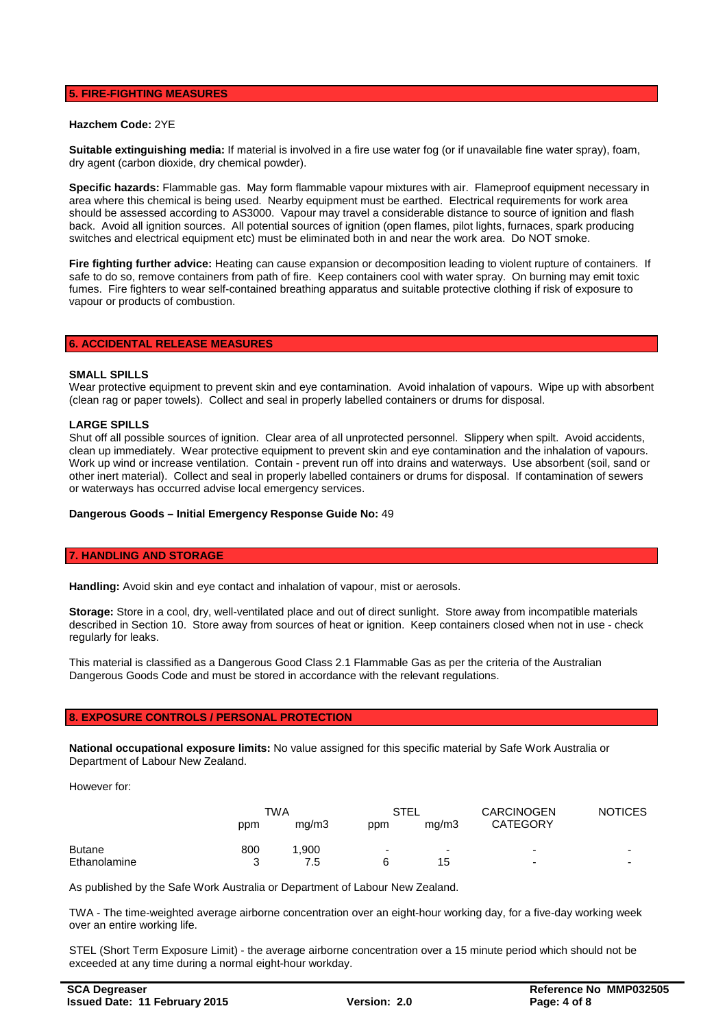## 5. FIRE-FIGHTING MEASURES

**Hazchem Code:** 2YE

**Suitable extinguishing media:** If material is involved in a fire use water fog (or if unavailable fine water spray), foam, dry agent (carbon dioxide, dry chemical powder).

**Specific hazards:** Flammable gas. May form flammable vapour mixtures with air. Flameproof equipment necessary in area where this chemical is being used. Nearby equipment must be earthed. Electrical requirements for work area should be assessed according to AS3000. Vapour may travel a considerable distance to source of ignition and flash back. Avoid all ignition sources. All potential sources of ignition (open flames, pilot lights, furnaces, spark producing switches and electrical equipment etc) must be eliminated both in and near the work area. Do NOT smoke.

**Fire fighting further advice:** Heating can cause expansion or decomposition leading to violent rupture of containers. If safe to do so, remove containers from path of fire. Keep containers cool with water spray. On burning may emit toxic fumes. Fire fighters to wear self-contained breathing apparatus and suitable protective clothing if risk of exposure to vapour or products of combustion.

## 6. ACCIDENTAL RELEASE MEASURES

**SMALL SPILLS**

Wear protective equipment to prevent skin and eye contamination. Avoid inhalation of vapours. Wipe up with absorbent (clean rag or paper towels). Collect and seal in properly labelled containers or drums for disposal.

**LARGE SPILLS**

Shut off all possible sources of ignition. Clear area of all unprotected personnel. Slippery when spilt. Avoid accidents, clean up immediately. Wear protective equipment to prevent skin and eye contamination and the inhalation of vapours. Work up wind or increase ventilation. Contain - prevent run off into drains and waterways. Use absorbent (soil, sand or other inert material). Collect and seal in properly labelled containers or drums for disposal. If contamination of sewers or waterways has occurred advise local emergency services.

**Dangerous Goods – Initial Emergency Response Guide No:** 49

## 7. HANDLING AND STORAGE

**Handling:** Avoid skin and eye contact and inhalation of vapour, mist or aerosols.

**Storage:** Store in a cool, dry, well-ventilated place and out of direct sunlight. Store away from incompatible materials described in Section 10. Store away from sources of heat or ignition. Keep containers closed when not in use - check regularly for leaks.

This material is classified as a Dangerous Good Class 2.1 Flammable Gas as per the criteria of the Australian Dangerous Goods Code and must be stored in accordance with the relevant regulations.

## 8. EXPOSURE CONTROLS / PERSONAL PROTECTION

**National occupational exposure limits:** No value assigned for this specific material by Safe Work Australia or Department of Labour New Zealand.

However for:

| | TWA | | STEL | | CARCINOGEN CATEGORY | NOTICES |
|---|---|---|---|---|---|---|
| | ppm | mg/m3 | ppm | mg/m3 | | |
| Butane | 800 | 1,900 | - | - | - | - |
| Ethanolamine | 3 | 7.5 | 6 | 15 | - | - |

As published by the Safe Work Australia or Department of Labour New Zealand.

TWA - The time-weighted average airborne concentration over an eight-hour working day, for a five-day working week over an entire working life.

STEL (Short Term Exposure Limit) - the average airborne concentration over a 15 minute period which should not be exceeded at any time during a normal eight-hour workday.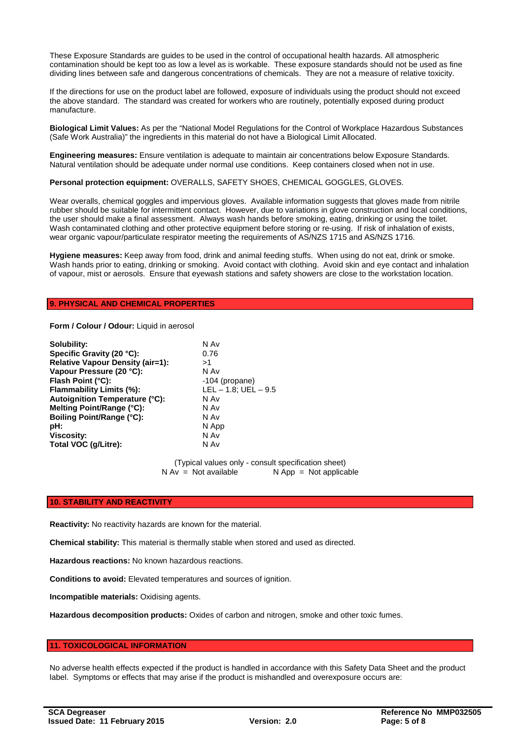These Exposure Standards are guides to be used in the control of occupational health hazards. All atmospheric contamination should be kept too as low a level as is workable. These exposure standards should not be used as fine dividing lines between safe and dangerous concentrations of chemicals. They are not a measure of relative toxicity.

If the directions for use on the product label are followed, exposure of individuals using the product should not exceed the above standard. The standard was created for workers who are routinely, potentially exposed during product manufacture.

**Biological Limit Values:** As per the "National Model Regulations for the Control of Workplace Hazardous Substances (Safe Work Australia)" the ingredients in this material do not have a Biological Limit Allocated.

**Engineering measures:** Ensure ventilation is adequate to maintain air concentrations below Exposure Standards. Natural ventilation should be adequate under normal use conditions. Keep containers closed when not in use.

**Personal protection equipment:** OVERALLS, SAFETY SHOES, CHEMICAL GOGGLES, GLOVES.

Wear overalls, chemical goggles and impervious gloves. Available information suggests that gloves made from nitrile rubber should be suitable for intermittent contact. However, due to variations in glove construction and local conditions, the user should make a final assessment. Always wash hands before smoking, eating, drinking or using the toilet. Wash contaminated clothing and other protective equipment before storing or re-using. If risk of inhalation of exists, wear organic vapour/particulate respirator meeting the requirements of AS/NZS 1715 and AS/NZS 1716.

**Hygiene measures:** Keep away from food, drink and animal feeding stuffs. When using do not eat, drink or smoke. Wash hands prior to eating, drinking or smoking. Avoid contact with clothing. Avoid skin and eye contact and inhalation of vapour, mist or aerosols. Ensure that eyewash stations and safety showers are close to the workstation location.

## 9. PHYSICAL AND CHEMICAL PROPERTIES

**Form / Colour / Odour:** Liquid in aerosol

| | |
|---|---|
| **Solubility:** | N Av |
| **Specific Gravity (20 °C):** | 0.76 |
| **Relative Vapour Density (air=1):** | >1 |
| **Vapour Pressure (20 °C):** | N Av |
| **Flash Point (°C):** | -104 (propane) |
| **Flammability Limits (%):** | LEL – 1.8; UEL – 9.5 |
| **Autoignition Temperature (°C):** | N Av |
| **Melting Point/Range (°C):** | N Av |
| **Boiling Point/Range (°C):** | N Av |
| **pH:** | N App |
| **Viscosity:** | N Av |
| **Total VOC (g/Litre):** | N Av |

(Typical values only - consult specification sheet)
N Av = Not available N App = Not applicable

## 10. STABILITY AND REACTIVITY

**Reactivity:** No reactivity hazards are known for the material.

**Chemical stability:** This material is thermally stable when stored and used as directed.

**Hazardous reactions:** No known hazardous reactions.

**Conditions to avoid:** Elevated temperatures and sources of ignition.

**Incompatible materials:** Oxidising agents.

**Hazardous decomposition products:** Oxides of carbon and nitrogen, smoke and other toxic fumes.

## 11. TOXICOLOGICAL INFORMATION

No adverse health effects expected if the product is handled in accordance with this Safety Data Sheet and the product label. Symptoms or effects that may arise if the product is mishandled and overexposure occurs are: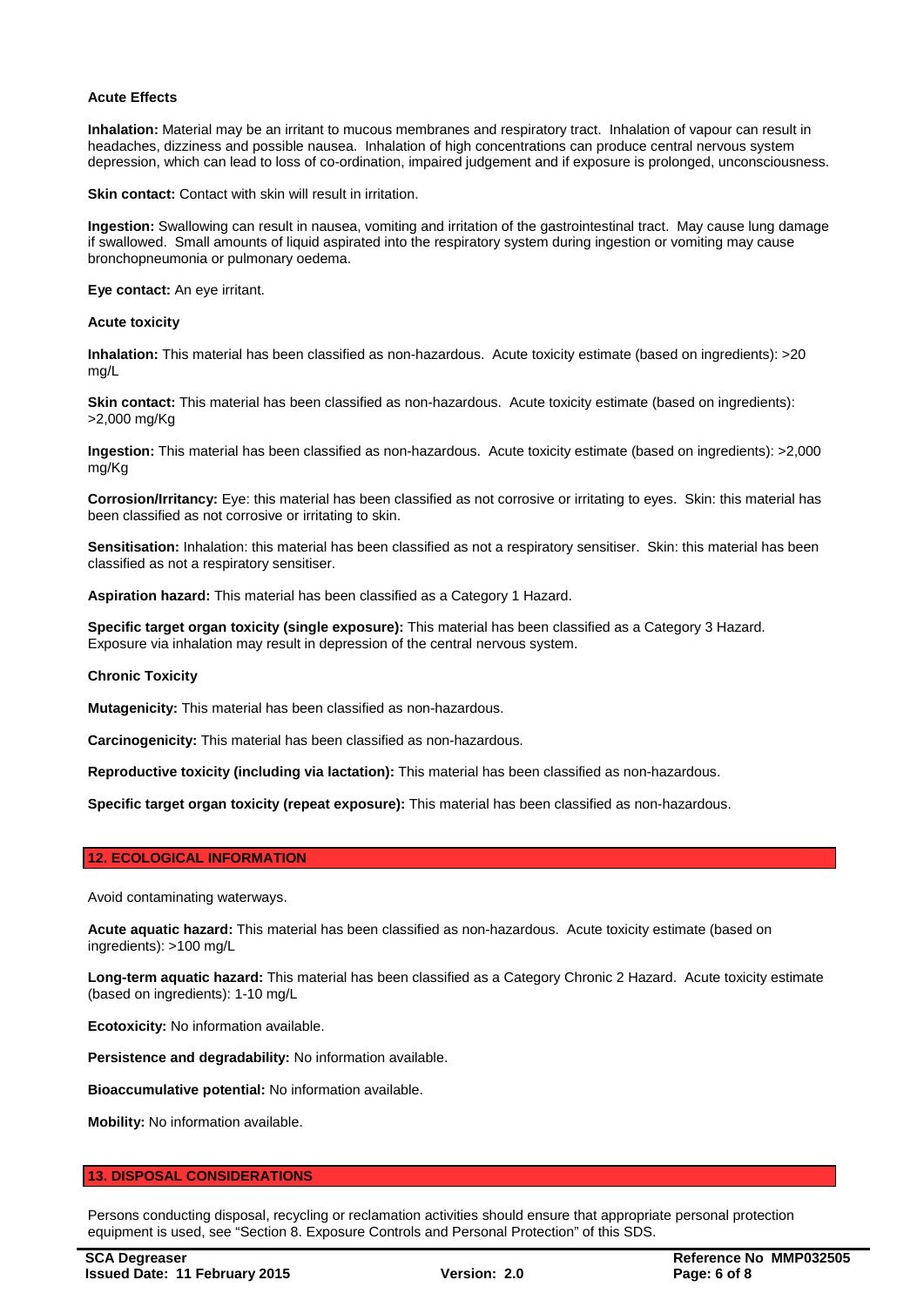**Acute Effects**

**Inhalation:** Material may be an irritant to mucous membranes and respiratory tract. Inhalation of vapour can result in headaches, dizziness and possible nausea. Inhalation of high concentrations can produce central nervous system depression, which can lead to loss of co-ordination, impaired judgement and if exposure is prolonged, unconsciousness.

**Skin contact:** Contact with skin will result in irritation.

**Ingestion:** Swallowing can result in nausea, vomiting and irritation of the gastrointestinal tract. May cause lung damage if swallowed. Small amounts of liquid aspirated into the respiratory system during ingestion or vomiting may cause bronchopneumonia or pulmonary oedema.

**Eye contact:** An eye irritant.

**Acute toxicity**

**Inhalation:** This material has been classified as non-hazardous. Acute toxicity estimate (based on ingredients): >20 mg/L

**Skin contact:** This material has been classified as non-hazardous. Acute toxicity estimate (based on ingredients): >2,000 mg/Kg

**Ingestion:** This material has been classified as non-hazardous. Acute toxicity estimate (based on ingredients): >2,000 mg/Kg

**Corrosion/Irritancy:** Eye: this material has been classified as not corrosive or irritating to eyes. Skin: this material has been classified as not corrosive or irritating to skin.

**Sensitisation:** Inhalation: this material has been classified as not a respiratory sensitiser. Skin: this material has been classified as not a respiratory sensitiser.

**Aspiration hazard:** This material has been classified as a Category 1 Hazard.

**Specific target organ toxicity (single exposure):** This material has been classified as a Category 3 Hazard. Exposure via inhalation may result in depression of the central nervous system.

**Chronic Toxicity**

**Mutagenicity:** This material has been classified as non-hazardous.

**Carcinogenicity:** This material has been classified as non-hazardous.

**Reproductive toxicity (including via lactation):** This material has been classified as non-hazardous.

**Specific target organ toxicity (repeat exposure):** This material has been classified as non-hazardous.

## 12. ECOLOGICAL INFORMATION

Avoid contaminating waterways.

**Acute aquatic hazard:** This material has been classified as non-hazardous. Acute toxicity estimate (based on ingredients): >100 mg/L

**Long-term aquatic hazard:** This material has been classified as a Category Chronic 2 Hazard. Acute toxicity estimate (based on ingredients): 1-10 mg/L

**Ecotoxicity:** No information available.

**Persistence and degradability:** No information available.

**Bioaccumulative potential:** No information available.

**Mobility:** No information available.

## 13. DISPOSAL CONSIDERATIONS

Persons conducting disposal, recycling or reclamation activities should ensure that appropriate personal protection equipment is used, see "Section 8. Exposure Controls and Personal Protection" of this SDS.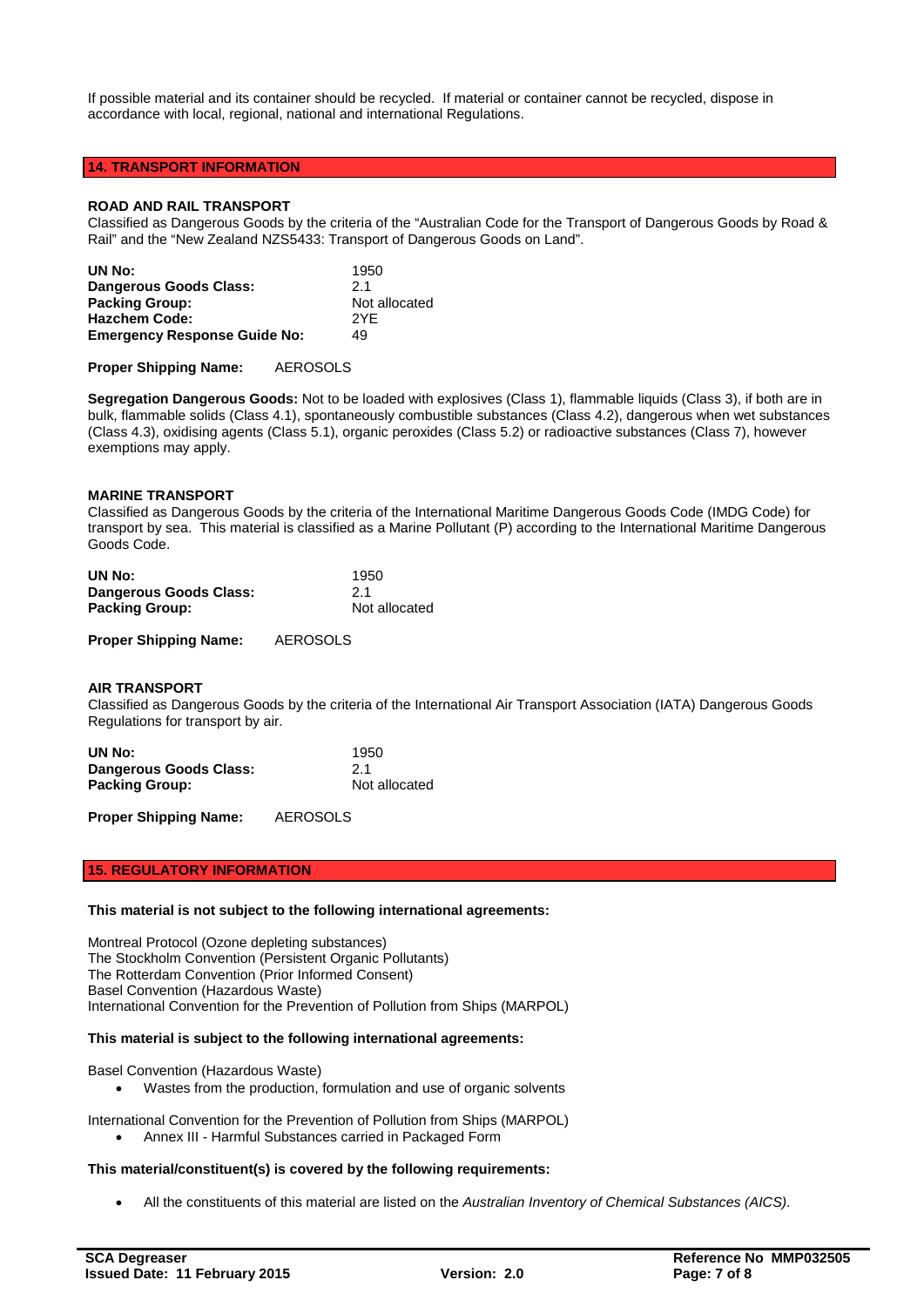If possible material and its container should be recycled. If material or container cannot be recycled, dispose in accordance with local, regional, national and international Regulations.

## 14. TRANSPORT INFORMATION

### ROAD AND RAIL TRANSPORT

Classified as Dangerous Goods by the criteria of the "Australian Code for the Transport of Dangerous Goods by Road & Rail" and the "New Zealand NZS5433: Transport of Dangerous Goods on Land".

| | |
|---|---|
| **UN No:** | 1950 |
| **Dangerous Goods Class:** | 2.1 |
| **Packing Group:** | Not allocated |
| **Hazchem Code:** | 2YE |
| **Emergency Response Guide No:** | 49 |

**Proper Shipping Name:** AEROSOLS

**Segregation Dangerous Goods:** Not to be loaded with explosives (Class 1), flammable liquids (Class 3), if both are in bulk, flammable solids (Class 4.1), spontaneously combustible substances (Class 4.2), dangerous when wet substances (Class 4.3), oxidising agents (Class 5.1), organic peroxides (Class 5.2) or radioactive substances (Class 7), however exemptions may apply.

### MARINE TRANSPORT

Classified as Dangerous Goods by the criteria of the International Maritime Dangerous Goods Code (IMDG Code) for transport by sea. This material is classified as a Marine Pollutant (P) according to the International Maritime Dangerous Goods Code.

| | |
|---|---|
| **UN No:** | 1950 |
| **Dangerous Goods Class:** | 2.1 |
| **Packing Group:** | Not allocated |

**Proper Shipping Name:** AEROSOLS

### AIR TRANSPORT

Classified as Dangerous Goods by the criteria of the International Air Transport Association (IATA) Dangerous Goods Regulations for transport by air.

| | |
|---|---|
| **UN No:** | 1950 |
| **Dangerous Goods Class:** | 2.1 |
| **Packing Group:** | Not allocated |

**Proper Shipping Name:** AEROSOLS

## 15. REGULATORY INFORMATION

**This material is not subject to the following international agreements:**

Montreal Protocol (Ozone depleting substances)
The Stockholm Convention (Persistent Organic Pollutants)
The Rotterdam Convention (Prior Informed Consent)
Basel Convention (Hazardous Waste)
International Convention for the Prevention of Pollution from Ships (MARPOL)

**This material is subject to the following international agreements:**

Basel Convention (Hazardous Waste)

- Wastes from the production, formulation and use of organic solvents

International Convention for the Prevention of Pollution from Ships (MARPOL)

- Annex III - Harmful Substances carried in Packaged Form

**This material/constituent(s) is covered by the following requirements:**

- All the constituents of this material are listed on the *Australian Inventory of Chemical Substances (AICS)*.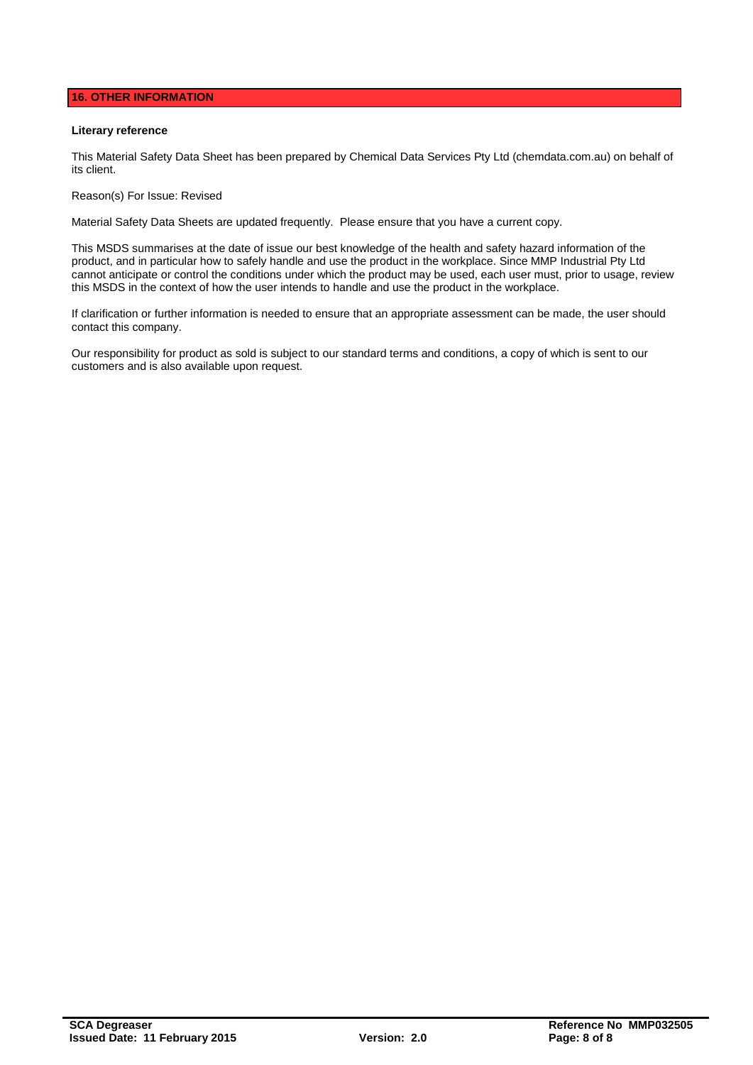## 16. OTHER INFORMATION

**Literary reference**

This Material Safety Data Sheet has been prepared by Chemical Data Services Pty Ltd (chemdata.com.au) on behalf of its client.

Reason(s) For Issue: Revised

Material Safety Data Sheets are updated frequently. Please ensure that you have a current copy.

This MSDS summarises at the date of issue our best knowledge of the health and safety hazard information of the product, and in particular how to safely handle and use the product in the workplace. Since MMP Industrial Pty Ltd cannot anticipate or control the conditions under which the product may be used, each user must, prior to usage, review this MSDS in the context of how the user intends to handle and use the product in the workplace.

If clarification or further information is needed to ensure that an appropriate assessment can be made, the user should contact this company.

Our responsibility for product as sold is subject to our standard terms and conditions, a copy of which is sent to our customers and is also available upon request.